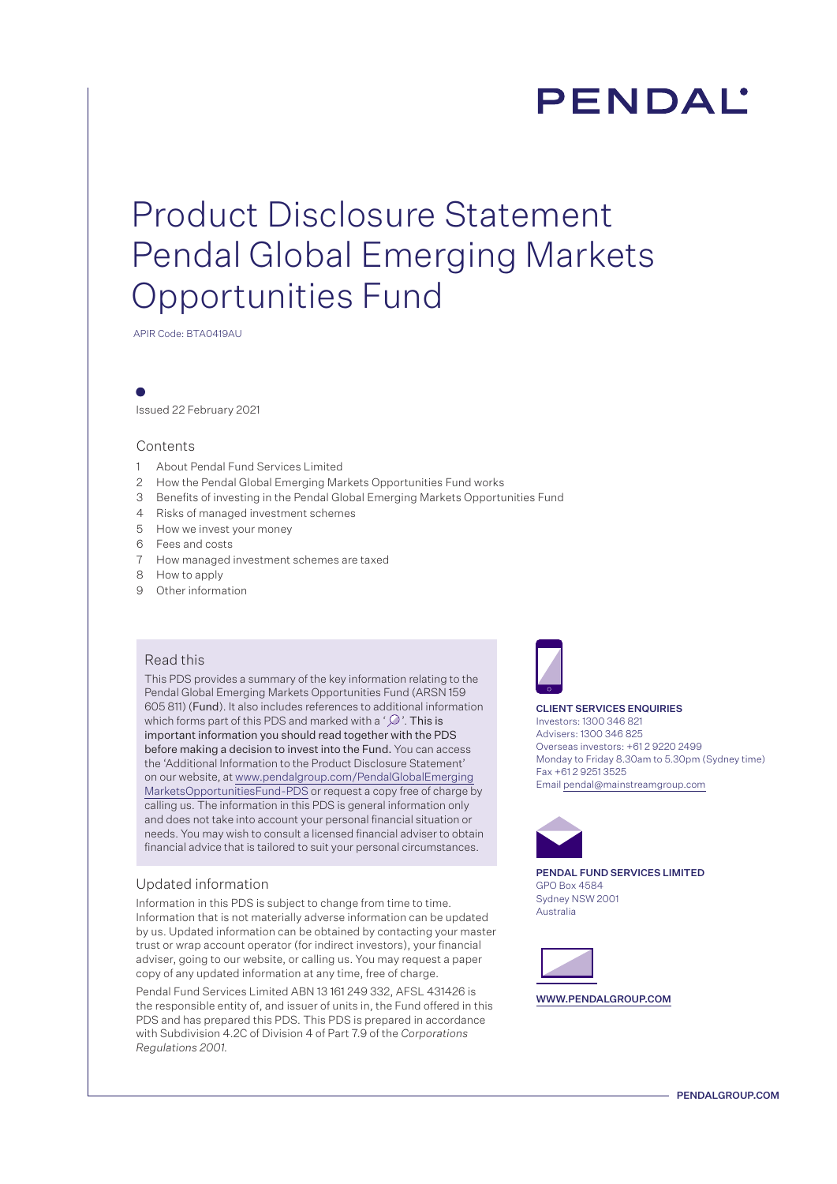PENDAL

# Product Disclosure Statement Pendal Global Emerging Markets Opportunities Fund

APIR Code: BTA0419AU

Issued 22 February 2021

## Contents

1. About Pendal Fund Services Limited
2. How the Pendal Global Emerging Markets Opportunities Fund works
3. Benefits of investing in the Pendal Global Emerging Markets Opportunities Fund
4. Risks of managed investment schemes
5. How we invest your money
6. Fees and costs
7. How managed investment schemes are taxed
8. How to apply
9. Other information

## Read this

This PDS provides a summary of the key information relating to the Pendal Global Emerging Markets Opportunities Fund (ARSN 159 605 811) (**Fund**). It also includes references to additional information which forms part of this PDS and marked with a ' '. **This is important information you should read together with the PDS before making a decision to invest into the Fund.** You can access the 'Additional Information to the Product Disclosure Statement' on our website, at www.pendalgroup.com/PendalGlobalEmergingMarketsOpportunitiesFund-PDS or request a copy free of charge by calling us. The information in this PDS is general information only and does not take into account your personal financial situation or needs. You may wish to consult a licensed financial adviser to obtain financial advice that is tailored to suit your personal circumstances.

## Updated information

Information in this PDS is subject to change from time to time. Information that is not materially adverse information can be updated by us. Updated information can be obtained by contacting your master trust or wrap account operator (for indirect investors), your financial adviser, going to our website, or calling us. You may request a paper copy of any updated information at any time, free of charge.

Pendal Fund Services Limited ABN 13 161 249 332, AFSL 431426 is the responsible entity of, and issuer of units in, the Fund offered in this PDS and has prepared this PDS. This PDS is prepared in accordance with Subdivision 4.2C of Division 4 of Part 7.9 of the *Corporations Regulations 2001*.

**CLIENT SERVICES ENQUIRIES**
Investors: 1300 346 821
Advisers: 1300 346 825
Overseas investors: +61 2 9220 2499
Monday to Friday 8.30am to 5.30pm (Sydney time)
Fax +61 2 9251 3525
Email pendal@mainstreamgroup.com

**PENDAL FUND SERVICES LIMITED**
GPO Box 4584
Sydney NSW 2001
Australia

**WWW.PENDALGROUP.COM**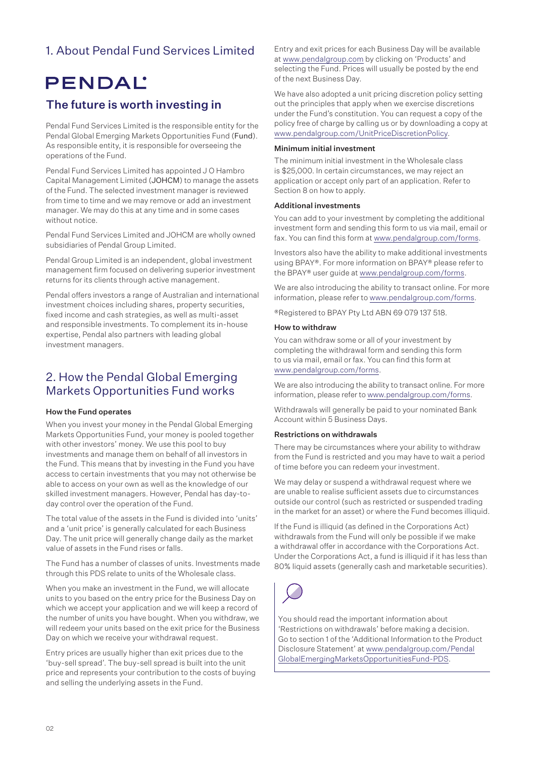## 1. About Pendal Fund Services Limited

PENDAL

## The future is worth investing in

Pendal Fund Services Limited is the responsible entity for the Pendal Global Emerging Markets Opportunities Fund (**Fund**). As responsible entity, it is responsible for overseeing the operations of the Fund.

Pendal Fund Services Limited has appointed J O Hambro Capital Management Limited (**JOHCM**) to manage the assets of the Fund. The selected investment manager is reviewed from time to time and we may remove or add an investment manager. We may do this at any time and in some cases without notice.

Pendal Fund Services Limited and JOHCM are wholly owned subsidiaries of Pendal Group Limited.

Pendal Group Limited is an independent, global investment management firm focused on delivering superior investment returns for its clients through active management.

Pendal offers investors a range of Australian and international investment choices including shares, property securities, fixed income and cash strategies, as well as multi-asset and responsible investments. To complement its in-house expertise, Pendal also partners with leading global investment managers.

## 2. How the Pendal Global Emerging Markets Opportunities Fund works

### How the Fund operates

When you invest your money in the Pendal Global Emerging Markets Opportunities Fund, your money is pooled together with other investors' money. We use this pool to buy investments and manage them on behalf of all investors in the Fund. This means that by investing in the Fund you have access to certain investments that you may not otherwise be able to access on your own as well as the knowledge of our skilled investment managers. However, Pendal has day-to-day control over the operation of the Fund.

The total value of the assets in the Fund is divided into 'units' and a 'unit price' is generally calculated for each Business Day. The unit price will generally change daily as the market value of assets in the Fund rises or falls.

The Fund has a number of classes of units. Investments made through this PDS relate to units of the Wholesale class.

When you make an investment in the Fund, we will allocate units to you based on the entry price for the Business Day on which we accept your application and we will keep a record of the number of units you have bought. When you withdraw, we will redeem your units based on the exit price for the Business Day on which we receive your withdrawal request.

Entry prices are usually higher than exit prices due to the 'buy-sell spread'. The buy-sell spread is built into the unit price and represents your contribution to the costs of buying and selling the underlying assets in the Fund.

Entry and exit prices for each Business Day will be available at www.pendalgroup.com by clicking on 'Products' and selecting the Fund. Prices will usually be posted by the end of the next Business Day.

We have also adopted a unit pricing discretion policy setting out the principles that apply when we exercise discretions under the Fund's constitution. You can request a copy of the policy free of charge by calling us or by downloading a copy at www.pendalgroup.com/UnitPriceDiscretionPolicy.

### Minimum initial investment

The minimum initial investment in the Wholesale class is $25,000. In certain circumstances, we may reject an application or accept only part of an application. Refer to Section 8 on how to apply.

### Additional investments

You can add to your investment by completing the additional investment form and sending this form to us via mail, email or fax. You can find this form at www.pendalgroup.com/forms.

Investors also have the ability to make additional investments using BPAY®. For more information on BPAY® please refer to the BPAY® user guide at www.pendalgroup.com/forms.

We are also introducing the ability to transact online. For more information, please refer to www.pendalgroup.com/forms.

®Registered to BPAY Pty Ltd ABN 69 079 137 518.

### How to withdraw

You can withdraw some or all of your investment by completing the withdrawal form and sending this form to us via mail, email or fax. You can find this form at www.pendalgroup.com/forms.

We are also introducing the ability to transact online. For more information, please refer to www.pendalgroup.com/forms.

Withdrawals will generally be paid to your nominated Bank Account within 5 Business Days.

### Restrictions on withdrawals

There may be circumstances where your ability to withdraw from the Fund is restricted and you may have to wait a period of time before you can redeem your investment.

We may delay or suspend a withdrawal request where we are unable to realise sufficient assets due to circumstances outside our control (such as restricted or suspended trading in the market for an asset) or where the Fund becomes illiquid.

If the Fund is illiquid (as defined in the Corporations Act) withdrawals from the Fund will only be possible if we make a withdrawal offer in accordance with the Corporations Act. Under the Corporations Act, a fund is illiquid if it has less than 80% liquid assets (generally cash and marketable securities).

You should read the important information about 'Restrictions on withdrawals' before making a decision. Go to section 1 of the 'Additional Information to the Product Disclosure Statement' at www.pendalgroup.com/PendalGlobalEmergingMarketsOpportunitiesFund-PDS.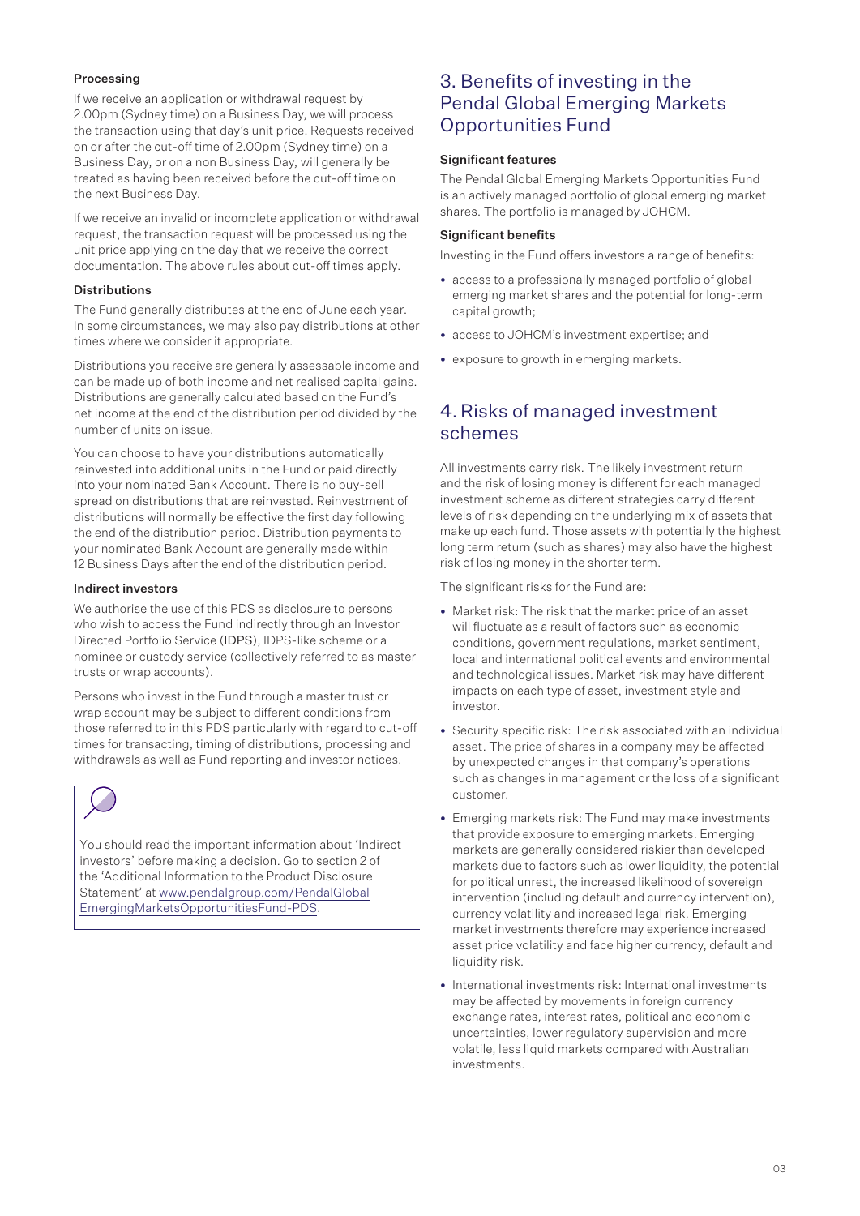#### Processing

If we receive an application or withdrawal request by 2.00pm (Sydney time) on a Business Day, we will process the transaction using that day's unit price. Requests received on or after the cut-off time of 2.00pm (Sydney time) on a Business Day, or on a non Business Day, will generally be treated as having been received before the cut-off time on the next Business Day.

If we receive an invalid or incomplete application or withdrawal request, the transaction request will be processed using the unit price applying on the day that we receive the correct documentation. The above rules about cut-off times apply.

#### Distributions

The Fund generally distributes at the end of June each year. In some circumstances, we may also pay distributions at other times where we consider it appropriate.

Distributions you receive are generally assessable income and can be made up of both income and net realised capital gains. Distributions are generally calculated based on the Fund's net income at the end of the distribution period divided by the number of units on issue.

You can choose to have your distributions automatically reinvested into additional units in the Fund or paid directly into your nominated Bank Account. There is no buy-sell spread on distributions that are reinvested. Reinvestment of distributions will normally be effective the first day following the end of the distribution period. Distribution payments to your nominated Bank Account are generally made within 12 Business Days after the end of the distribution period.

#### Indirect investors

We authorise the use of this PDS as disclosure to persons who wish to access the Fund indirectly through an Investor Directed Portfolio Service (**IDPS**), IDPS-like scheme or a nominee or custody service (collectively referred to as master trusts or wrap accounts).

Persons who invest in the Fund through a master trust or wrap account may be subject to different conditions from those referred to in this PDS particularly with regard to cut-off times for transacting, timing of distributions, processing and withdrawals as well as Fund reporting and investor notices.

You should read the important information about 'Indirect investors' before making a decision. Go to section 2 of the 'Additional Information to the Product Disclosure Statement' at www.pendalgroup.com/PendalGlobalEmergingMarketsOpportunitiesFund-PDS.

## 3. Benefits of investing in the Pendal Global Emerging Markets Opportunities Fund

#### Significant features

The Pendal Global Emerging Markets Opportunities Fund is an actively managed portfolio of global emerging market shares. The portfolio is managed by JOHCM.

#### Significant benefits

Investing in the Fund offers investors a range of benefits:

- access to a professionally managed portfolio of global emerging market shares and the potential for long-term capital growth;
- access to JOHCM's investment expertise; and
- exposure to growth in emerging markets.

## 4. Risks of managed investment schemes

All investments carry risk. The likely investment return and the risk of losing money is different for each managed investment scheme as different strategies carry different levels of risk depending on the underlying mix of assets that make up each fund. Those assets with potentially the highest long term return (such as shares) may also have the highest risk of losing money in the shorter term.

The significant risks for the Fund are:

- Market risk: The risk that the market price of an asset will fluctuate as a result of factors such as economic conditions, government regulations, market sentiment, local and international political events and environmental and technological issues. Market risk may have different impacts on each type of asset, investment style and investor.
- Security specific risk: The risk associated with an individual asset. The price of shares in a company may be affected by unexpected changes in that company's operations such as changes in management or the loss of a significant customer.
- Emerging markets risk: The Fund may make investments that provide exposure to emerging markets. Emerging markets are generally considered riskier than developed markets due to factors such as lower liquidity, the potential for political unrest, the increased likelihood of sovereign intervention (including default and currency intervention), currency volatility and increased legal risk. Emerging market investments therefore may experience increased asset price volatility and face higher currency, default and liquidity risk.
- International investments risk: International investments may be affected by movements in foreign currency exchange rates, interest rates, political and economic uncertainties, lower regulatory supervision and more volatile, less liquid markets compared with Australian investments.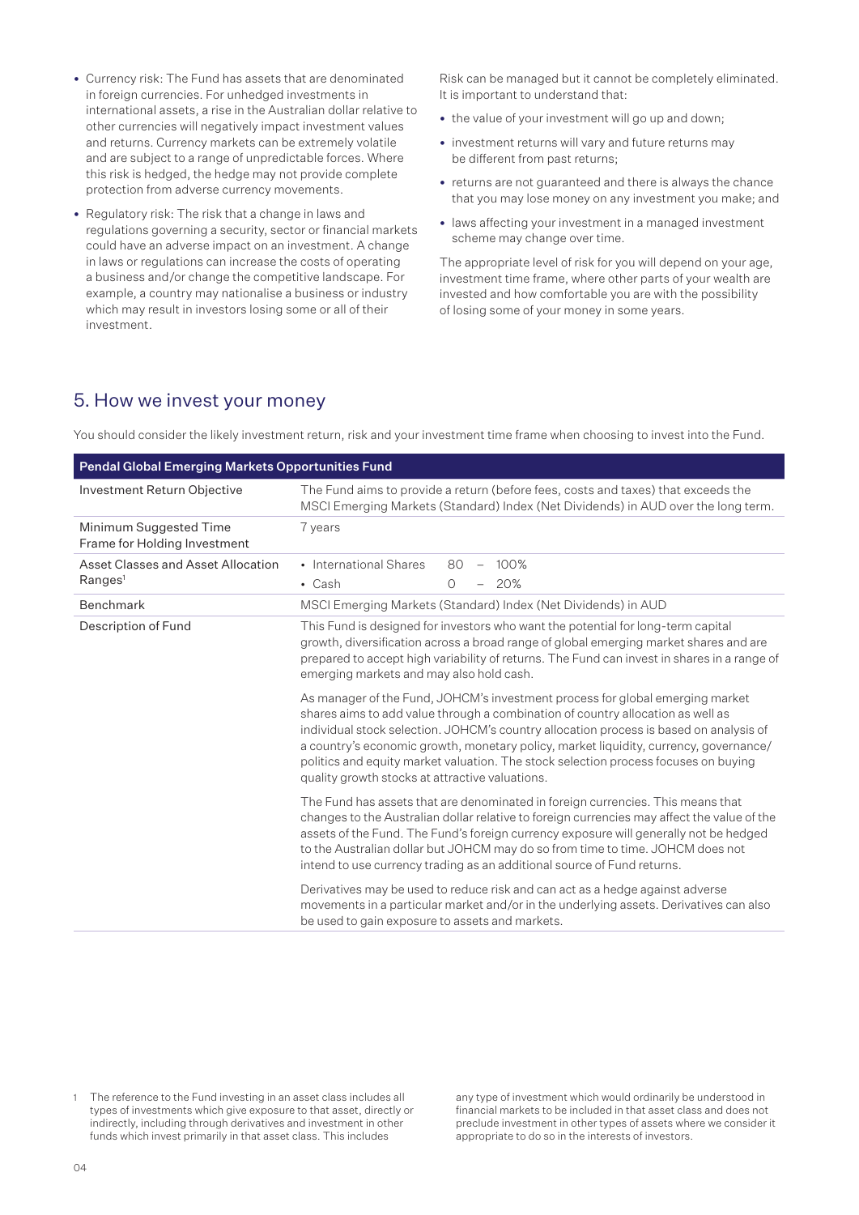- Currency risk: The Fund has assets that are denominated in foreign currencies. For unhedged investments in international assets, a rise in the Australian dollar relative to other currencies will negatively impact investment values and returns. Currency markets can be extremely volatile and are subject to a range of unpredictable forces. Where this risk is hedged, the hedge may not provide complete protection from adverse currency movements.
- Regulatory risk: The risk that a change in laws and regulations governing a security, sector or financial markets could have an adverse impact on an investment. A change in laws or regulations can increase the costs of operating a business and/or change the competitive landscape. For example, a country may nationalise a business or industry which may result in investors losing some or all of their investment.

Risk can be managed but it cannot be completely eliminated. It is important to understand that:

- the value of your investment will go up and down;
- investment returns will vary and future returns may be different from past returns;
- returns are not guaranteed and there is always the chance that you may lose money on any investment you make; and
- laws affecting your investment in a managed investment scheme may change over time.

The appropriate level of risk for you will depend on your age, investment time frame, where other parts of your wealth are invested and how comfortable you are with the possibility of losing some of your money in some years.

## 5. How we invest your money

You should consider the likely investment return, risk and your investment time frame when choosing to invest into the Fund.

| **Pendal Global Emerging Markets Opportunities Fund** | |
|---|---|
| Investment Return Objective | The Fund aims to provide a return (before fees, costs and taxes) that exceeds the MSCI Emerging Markets (Standard) Index (Net Dividends) in AUD over the long term. |
| Minimum Suggested Time Frame for Holding Investment | 7 years |
| Asset Classes and Asset Allocation Ranges[1] | • International Shares 80 – 100%<br>• Cash 0 – 20% |
| Benchmark | MSCI Emerging Markets (Standard) Index (Net Dividends) in AUD |
| Description of Fund | This Fund is designed for investors who want the potential for long-term capital growth, diversification across a broad range of global emerging market shares and are prepared to accept high variability of returns. The Fund can invest in shares in a range of emerging markets and may also hold cash.<br><br>As manager of the Fund, JOHCM's investment process for global emerging market shares aims to add value through a combination of country allocation as well as individual stock selection. JOHCM's country allocation process is based on analysis of a country's economic growth, monetary policy, market liquidity, currency, governance/politics and equity market valuation. The stock selection process focuses on buying quality growth stocks at attractive valuations.<br><br>The Fund has assets that are denominated in foreign currencies. This means that changes to the Australian dollar relative to foreign currencies may affect the value of the assets of the Fund. The Fund's foreign currency exposure will generally not be hedged to the Australian dollar but JOHCM may do so from time to time. JOHCM does not intend to use currency trading as an additional source of Fund returns.<br><br>Derivatives may be used to reduce risk and can act as a hedge against adverse movements in a particular market and/or in the underlying assets. Derivatives can also be used to gain exposure to assets and markets. |

1 The reference to the Fund investing in an asset class includes all types of investments which give exposure to that asset, directly or indirectly, including through derivatives and investment in other funds which invest primarily in that asset class. This includes any type of investment which would ordinarily be understood in financial markets to be included in that asset class and does not preclude investment in other types of assets where we consider it appropriate to do so in the interests of investors.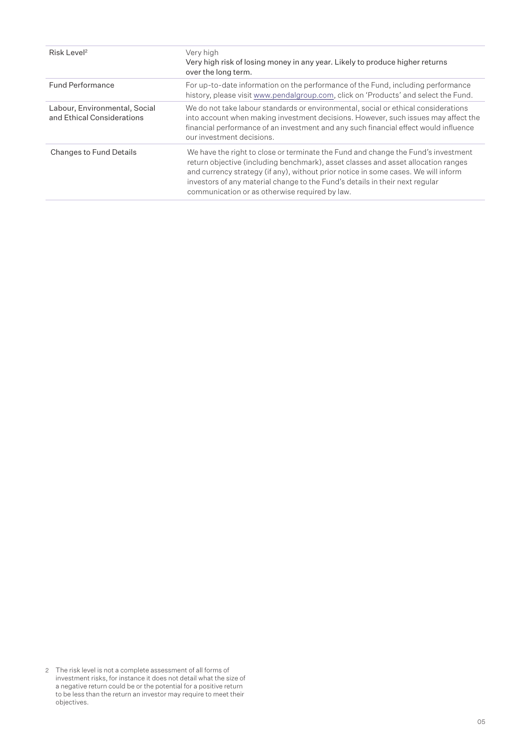| | |
|---|---|
| Risk Level[2] | Very high<br>Very high risk of losing money in any year. Likely to produce higher returns over the long term. |
| Fund Performance | For up-to-date information on the performance of the Fund, including performance history, please visit www.pendalgroup.com, click on 'Products' and select the Fund. |
| Labour, Environmental, Social and Ethical Considerations | We do not take labour standards or environmental, social or ethical considerations into account when making investment decisions. However, such issues may affect the financial performance of an investment and any such financial effect would influence our investment decisions. |
| Changes to Fund Details | We have the right to close or terminate the Fund and change the Fund's investment return objective (including benchmark), asset classes and asset allocation ranges and currency strategy (if any), without prior notice in some cases. We will inform investors of any material change to the Fund's details in their next regular communication or as otherwise required by law. |

2 The risk level is not a complete assessment of all forms of investment risks, for instance it does not detail what the size of a negative return could be or the potential for a positive return to be less than the return an investor may require to meet their objectives.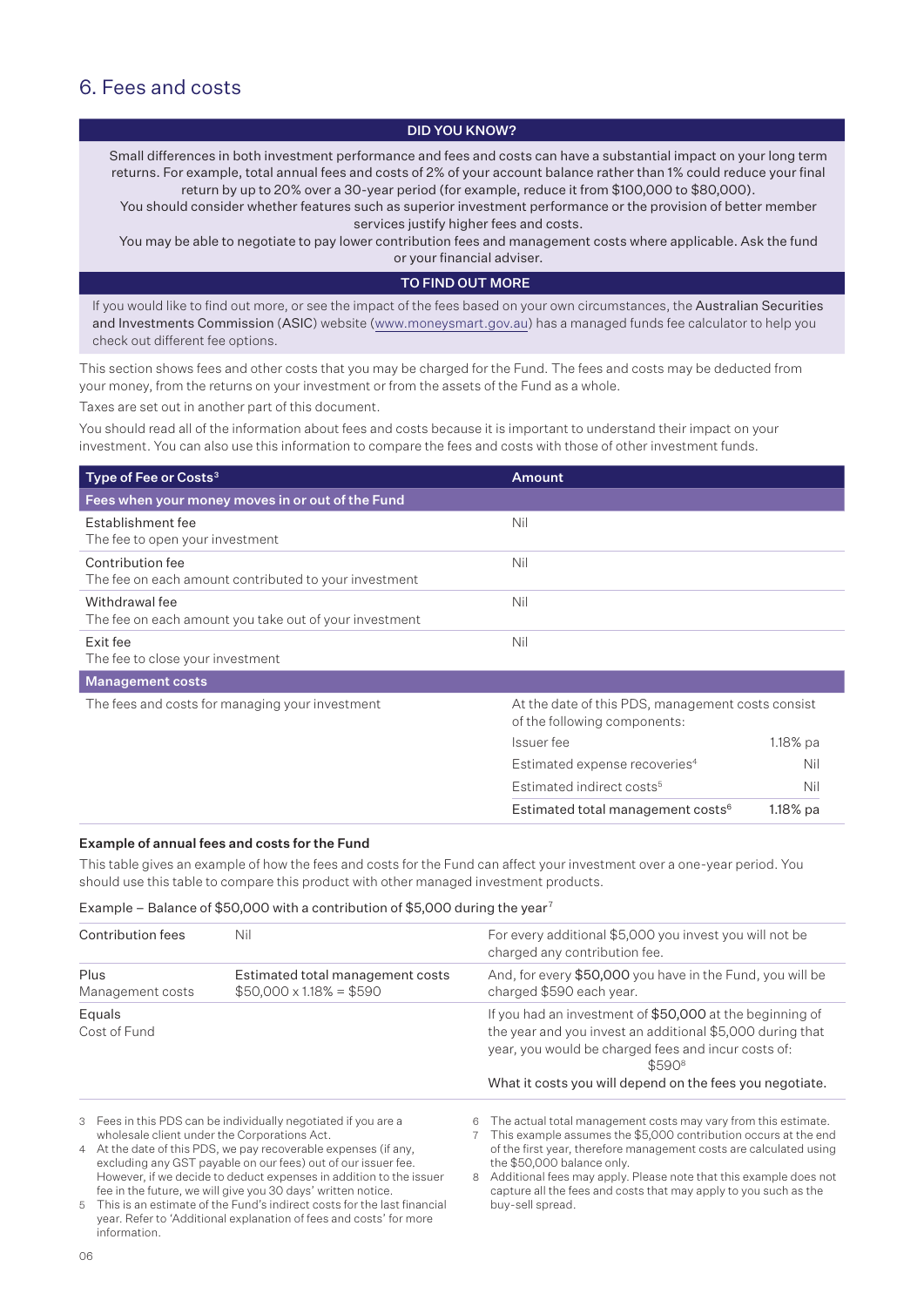## 6. Fees and costs

| DID YOU KNOW? |
|---|
| Small differences in both investment performance and fees and costs can have a substantial impact on your long term returns. For example, total annual fees and costs of 2% of your account balance rather than 1% could reduce your final return by up to 20% over a 30-year period (for example, reduce it from $100,000 to $80,000). You should consider whether features such as superior investment performance or the provision of better member services justify higher fees and costs. You may be able to negotiate to pay lower contribution fees and management costs where applicable. Ask the fund or your financial adviser. |
| **TO FIND OUT MORE** |
| If you would like to find out more, or see the impact of the fees based on your own circumstances, the Australian Securities and Investments Commission (ASIC) website (www.moneysmart.gov.au) has a managed funds fee calculator to help you check out different fee options. |

This section shows fees and other costs that you may be charged for the Fund. The fees and costs may be deducted from your money, from the returns on your investment or from the assets of the Fund as a whole.

Taxes are set out in another part of this document.

You should read all of the information about fees and costs because it is important to understand their impact on your investment. You can also use this information to compare the fees and costs with those of other investment funds.

| Type of Fee or Costs[3] | Amount | |
|---|---|---|
| **Fees when your money moves in or out of the Fund** | | |
| Establishment fee<br>The fee to open your investment | Nil | |
| Contribution fee<br>The fee on each amount contributed to your investment | Nil | |
| Withdrawal fee<br>The fee on each amount you take out of your investment | Nil | |
| Exit fee<br>The fee to close your investment | Nil | |
| **Management costs** | | |
| The fees and costs for managing your investment | At the date of this PDS, management costs consist of the following components: | |
| | Issuer fee | 1.18% pa |
| | Estimated expense recoveries[4] | Nil |
| | Estimated indirect costs[5] | Nil |
| | Estimated total management costs[6] | 1.18% pa |

**Example of annual fees and costs for the Fund**

This table gives an example of how the fees and costs for the Fund can affect your investment over a one-year period. You should use this table to compare this product with other managed investment products.

Example – Balance of $50,000 with a contribution of $5,000 during the year[7]

| | | |
|---|---|---|
| Contribution fees | Nil | For every additional $5,000 you invest you will not be charged any contribution fee. |
| Plus<br>Management costs | Estimated total management costs<br>$50,000 x 1.18% = $590 | And, for every $50,000 you have in the Fund, you will be charged $590 each year. |
| Equals<br>Cost of Fund | | If you had an investment of $50,000 at the beginning of the year and you invest an additional $5,000 during that year, you would be charged fees and incur costs of:<br>$590[8]<br>What it costs you will depend on the fees you negotiate. |

3 Fees in this PDS can be individually negotiated if you are a wholesale client under the Corporations Act.

4 At the date of this PDS, we pay recoverable expenses (if any, excluding any GST payable on our fees) out of our issuer fee. However, if we decide to deduct expenses in addition to the issuer fee in the future, we will give you 30 days' written notice.

5 This is an estimate of the Fund's indirect costs for the last financial year. Refer to 'Additional explanation of fees and costs' for more information.

6 The actual total management costs may vary from this estimate.

7 This example assumes the $5,000 contribution occurs at the end of the first year, therefore management costs are calculated using the $50,000 balance only.

8 Additional fees may apply. Please note that this example does not capture all the fees and costs that may apply to you such as the buy-sell spread.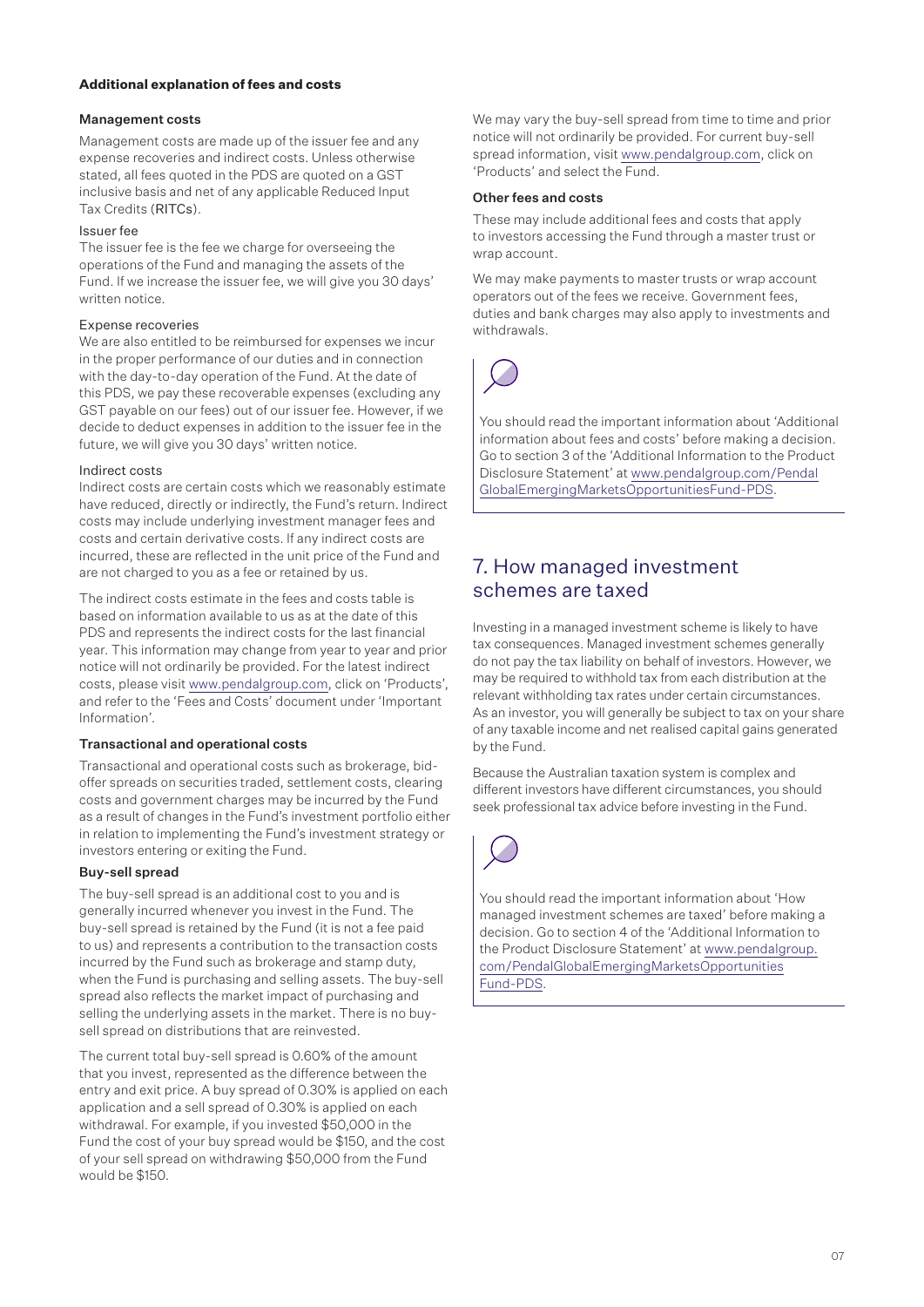### Additional explanation of fees and costs

#### Management costs

Management costs are made up of the issuer fee and any expense recoveries and indirect costs. Unless otherwise stated, all fees quoted in the PDS are quoted on a GST inclusive basis and net of any applicable Reduced Input Tax Credits (RITCs).

Issuer fee

The issuer fee is the fee we charge for overseeing the operations of the Fund and managing the assets of the Fund. If we increase the issuer fee, we will give you 30 days' written notice.

Expense recoveries

We are also entitled to be reimbursed for expenses we incur in the proper performance of our duties and in connection with the day-to-day operation of the Fund. At the date of this PDS, we pay these recoverable expenses (excluding any GST payable on our fees) out of our issuer fee. However, if we decide to deduct expenses in addition to the issuer fee in the future, we will give you 30 days' written notice.

Indirect costs

Indirect costs are certain costs which we reasonably estimate have reduced, directly or indirectly, the Fund's return. Indirect costs may include underlying investment manager fees and costs and certain derivative costs. If any indirect costs are incurred, these are reflected in the unit price of the Fund and are not charged to you as a fee or retained by us.

The indirect costs estimate in the fees and costs table is based on information available to us as at the date of this PDS and represents the indirect costs for the last financial year. This information may change from year to year and prior notice will not ordinarily be provided. For the latest indirect costs, please visit www.pendalgroup.com, click on 'Products', and refer to the 'Fees and Costs' document under 'Important Information'.

#### Transactional and operational costs

Transactional and operational costs such as brokerage, bid-offer spreads on securities traded, settlement costs, clearing costs and government charges may be incurred by the Fund as a result of changes in the Fund's investment portfolio either in relation to implementing the Fund's investment strategy or investors entering or exiting the Fund.

#### Buy-sell spread

The buy-sell spread is an additional cost to you and is generally incurred whenever you invest in the Fund. The buy-sell spread is retained by the Fund (it is not a fee paid to us) and represents a contribution to the transaction costs incurred by the Fund such as brokerage and stamp duty, when the Fund is purchasing and selling assets. The buy-sell spread also reflects the market impact of purchasing and selling the underlying assets in the market. There is no buy-sell spread on distributions that are reinvested.

The current total buy-sell spread is 0.60% of the amount that you invest, represented as the difference between the entry and exit price. A buy spread of 0.30% is applied on each application and a sell spread of 0.30% is applied on each withdrawal. For example, if you invested $50,000 in the Fund the cost of your buy spread would be $150, and the cost of your sell spread on withdrawing $50,000 from the Fund would be $150.

We may vary the buy-sell spread from time to time and prior notice will not ordinarily be provided. For current buy-sell spread information, visit www.pendalgroup.com, click on 'Products' and select the Fund.

#### Other fees and costs

These may include additional fees and costs that apply to investors accessing the Fund through a master trust or wrap account.

We may make payments to master trusts or wrap account operators out of the fees we receive. Government fees, duties and bank charges may also apply to investments and withdrawals.

You should read the important information about 'Additional information about fees and costs' before making a decision. Go to section 3 of the 'Additional Information to the Product Disclosure Statement' at www.pendalgroup.com/PendalGlobalEmergingMarketsOpportunitiesFund-PDS.

## 7. How managed investment schemes are taxed

Investing in a managed investment scheme is likely to have tax consequences. Managed investment schemes generally do not pay the tax liability on behalf of investors. However, we may be required to withhold tax from each distribution at the relevant withholding tax rates under certain circumstances. As an investor, you will generally be subject to tax on your share of any taxable income and net realised capital gains generated by the Fund.

Because the Australian taxation system is complex and different investors have different circumstances, you should seek professional tax advice before investing in the Fund.

You should read the important information about 'How managed investment schemes are taxed' before making a decision. Go to section 4 of the 'Additional Information to the Product Disclosure Statement' at www.pendalgroup.com/PendalGlobalEmergingMarketsOpportunitiesFund-PDS.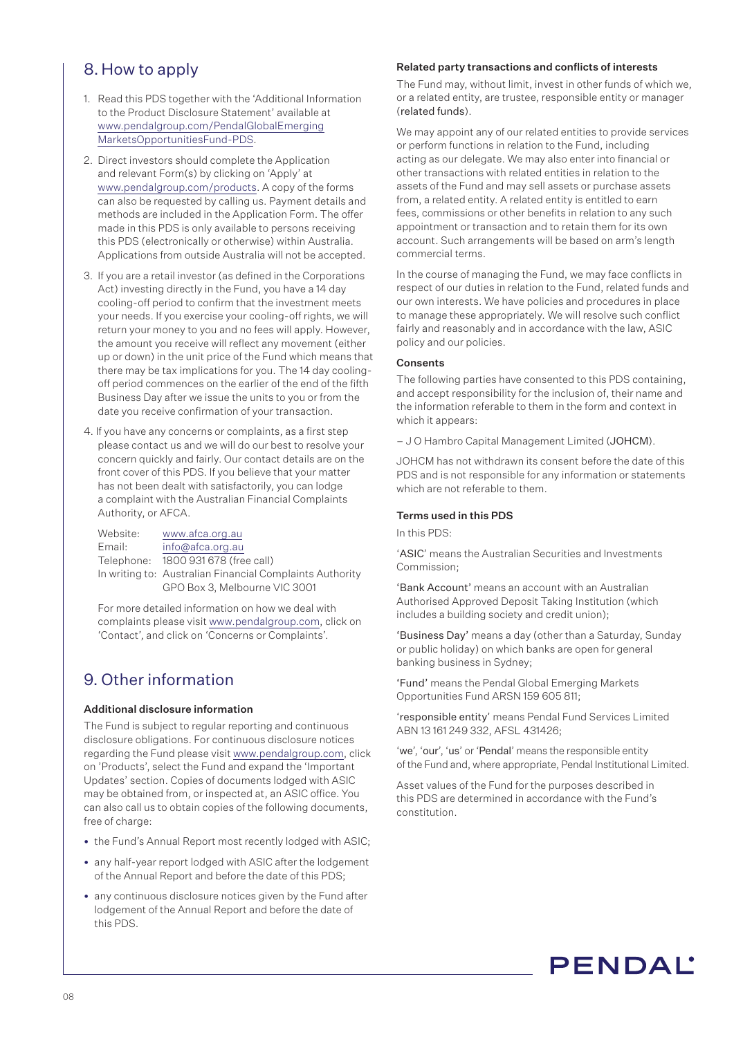## 8. How to apply

1. Read this PDS together with the 'Additional Information to the Product Disclosure Statement' available at www.pendalgroup.com/PendalGlobalEmergingMarketsOpportunitiesFund-PDS.
2. Direct investors should complete the Application and relevant Form(s) by clicking on 'Apply' at www.pendalgroup.com/products. A copy of the forms can also be requested by calling us. Payment details and methods are included in the Application Form. The offer made in this PDS is only available to persons receiving this PDS (electronically or otherwise) within Australia. Applications from outside Australia will not be accepted.
3. If you are a retail investor (as defined in the Corporations Act) investing directly in the Fund, you have a 14 day cooling-off period to confirm that the investment meets your needs. If you exercise your cooling-off rights, we will return your money to you and no fees will apply. However, the amount you receive will reflect any movement (either up or down) in the unit price of the Fund which means that there may be tax implications for you. The 14 day cooling-off period commences on the earlier of the end of the fifth Business Day after we issue the units to you or from the date you receive confirmation of your transaction.
4. If you have any concerns or complaints, as a first step please contact us and we will do our best to resolve your concern quickly and fairly. Our contact details are on the front cover of this PDS. If you believe that your matter has not been dealt with satisfactorily, you can lodge a complaint with the Australian Financial Complaints Authority, or AFCA.

   Website: www.afca.org.au
   Email: info@afca.org.au
   Telephone: 1800 931 678 (free call)
   In writing to: Australian Financial Complaints Authority
   GPO Box 3, Melbourne VIC 3001

   For more detailed information on how we deal with complaints please visit www.pendalgroup.com, click on 'Contact', and click on 'Concerns or Complaints'.

## 9. Other information

### Additional disclosure information

The Fund is subject to regular reporting and continuous disclosure obligations. For continuous disclosure notices regarding the Fund please visit www.pendalgroup.com, click on 'Products', select the Fund and expand the 'Important Updates' section. Copies of documents lodged with ASIC may be obtained from, or inspected at, an ASIC office. You can also call us to obtain copies of the following documents, free of charge:

- the Fund's Annual Report most recently lodged with ASIC;
- any half-year report lodged with ASIC after the lodgement of the Annual Report and before the date of this PDS;
- any continuous disclosure notices given by the Fund after lodgement of the Annual Report and before the date of this PDS.

### Related party transactions and conflicts of interests

The Fund may, without limit, invest in other funds of which we, or a related entity, are trustee, responsible entity or manager (related funds).

We may appoint any of our related entities to provide services or perform functions in relation to the Fund, including acting as our delegate. We may also enter into financial or other transactions with related entities in relation to the assets of the Fund and may sell assets or purchase assets from, a related entity. A related entity is entitled to earn fees, commissions or other benefits in relation to any such appointment or transaction and to retain them for its own account. Such arrangements will be based on arm's length commercial terms.

In the course of managing the Fund, we may face conflicts in respect of our duties in relation to the Fund, related funds and our own interests. We have policies and procedures in place to manage these appropriately. We will resolve such conflict fairly and reasonably and in accordance with the law, ASIC policy and our policies.

### Consents

The following parties have consented to this PDS containing, and accept responsibility for the inclusion of, their name and the information referable to them in the form and context in which it appears:

– J O Hambro Capital Management Limited (JOHCM).

JOHCM has not withdrawn its consent before the date of this PDS and is not responsible for any information or statements which are not referable to them.

### Terms used in this PDS

In this PDS:

'ASIC' means the Australian Securities and Investments Commission;

'Bank Account' means an account with an Australian Authorised Approved Deposit Taking Institution (which includes a building society and credit union);

'Business Day' means a day (other than a Saturday, Sunday or public holiday) on which banks are open for general banking business in Sydney;

'Fund' means the Pendal Global Emerging Markets Opportunities Fund ARSN 159 605 811;

'responsible entity' means Pendal Fund Services Limited ABN 13 161 249 332, AFSL 431426;

'we', 'our', 'us' or 'Pendal' means the responsible entity of the Fund and, where appropriate, Pendal Institutional Limited.

Asset values of the Fund for the purposes described in this PDS are determined in accordance with the Fund's constitution.

PENDAL